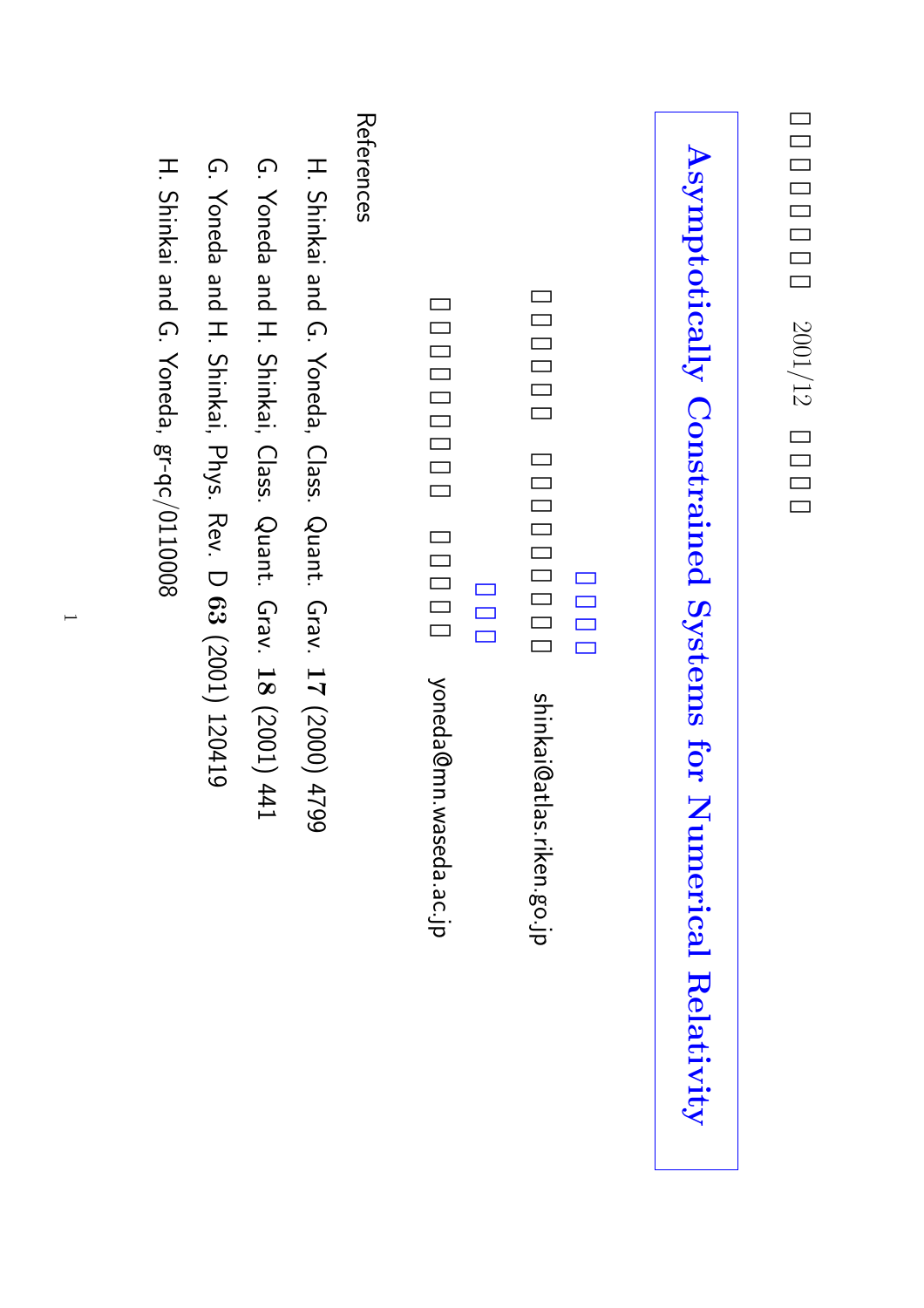□□□□□□□ 2001/12 □□□□

# Asymptotically Constrained Systems for Numerical Relativity

□□□□

□□□□□□ □□□□□□□□□ shinkai@atlas.riken.go.jp

□□□

□□□□□□□□□ □□□□□ yoneda@mn.waseda.ac.jp

References

H. Shinkai and G. Yoneda, Class. Quant. Grav. **17** (2000) 4799

G. Yoneda and H. Shinkai, Class. Quant. Grav. **18** (2001) 441

G. Yoneda and H. Shinkai, Phys. Rev. D **63** (2001) 120419

H. Shinkai and G. Yoneda, gr-qc/0110008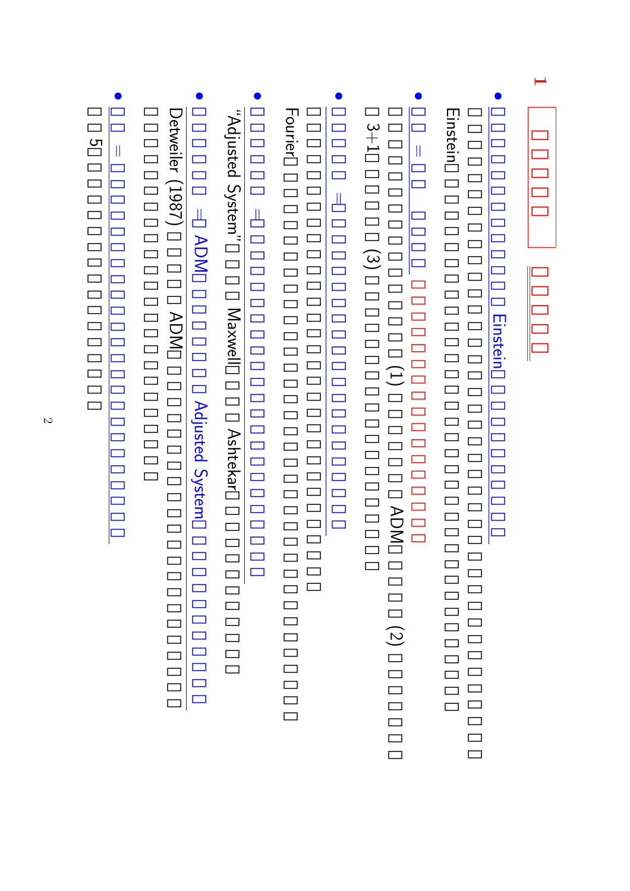## 1 □□□□□ □□□□□

- □□□□□□□□□□□□□ Einstein□□□□□□□□□□
  □□□□□□□□□□□□□□□□□□□□□□□□□□□□□□□□□□□□□□□
  Einstein□□□□□□□□□□□□□□□□□□□□□□□□□□□□□□□□□□

- □□ = □□ □□□□ □□□□□□□□□□□□□□□□
  □□□□□□□□□□ (1) □□□□□□ ADM□□□□□□ (2) □□□□□□□
  □ 3+1□□□□□□ (3) □□□□□□□□□□□□□□

- □□□□ =□□□□□□□□□□□□□□□□□□□□□
  □□□□□□□□□□□□□□□□□□□□□□□□□□□□□□□□
  Fourier□□□□□□□□□□□□□□□□□□□□□□□□□□□□□□□□□

- □□□□□ =□□□□□□□□□□□□□□□□□□□□□□□□□
  “Adjusted System”□□□□ Maxwell□□□□ Ashtekar□□□□□□□□

- □□□□□ =□ ADM□□□□□□□□ Adjusted System□□□□□□□□□□
  Detweiler (1987) □□□□□ ADM□□□□□□□□□□□□□□□□□□□□□□□□
  □□□□□□□□□□□□□□□□□□□□□□□

- □□ = □□□□□□□□□□□□□□□□□□□□□□□□□□
  □□ 5□□□□□□□□□□□□□□□□□□□□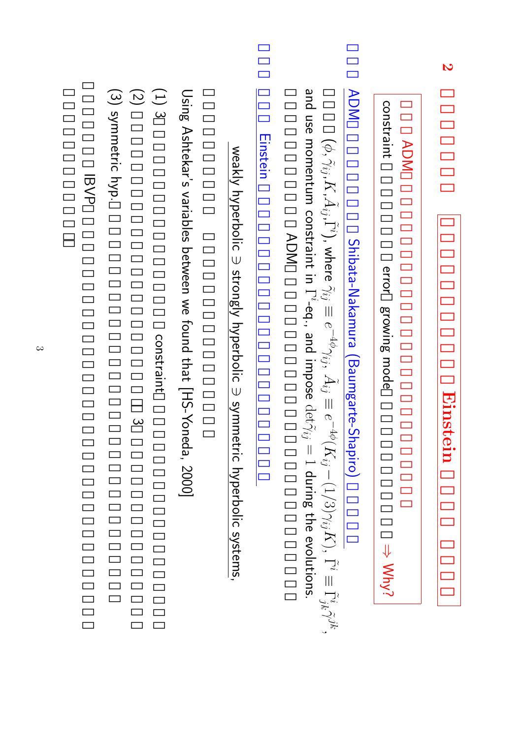## 2 □□□□□□ □□□□□□□□□□□ Einstein □□□□ □□□□

> □□□ ADM□□□□□□□□□□□□□□□□□□□□□□□□□□□
> constraint □□□□□□□□ error□ growing mode□□□□□□□□□□□□ ⇒ Why?

□□□ ADM□□□□□□□□ Shibata-Nakamura (Baumgarte-Shapiro) □□□□

□□□□ $(\phi, \tilde{\gamma}_{ij}, K, \tilde{A}_{ij}, \tilde{\Gamma}^i)$, where $\tilde{\gamma}_{ij} \equiv e^{-4\phi}\gamma_{ij}$, $\tilde{A}_{ij} \equiv e^{-4\phi}(K_{ij} - (1/3)\gamma_{ij}K)$, $\tilde{\Gamma}^i \equiv \tilde{\Gamma}^i_{jk}\tilde{\gamma}^{jk}$, and use momentum constraint in $\tilde{\Gamma}^i$-eq., and impose $\det\tilde{\gamma}_{ij} = 1$ during the evolutions.

□□□□□□□□ ADM□□□□□□□□□□□□□□□□□□□□□□□□

□□□ □□□ Einstein □□□□□□□□□□□□□□□□□□□□

weakly hyperbolic $\ni$ strongly hyperbolic $\ni$ symmetric hyperbolic systems,

□□□□□□□□□ □□□□□□□□□□□□□□□□□□□

Using Ashtekar's variables between we found that [HS-Yoneda, 2000]

(1) 3□□□□□□□□□□ constraint□□□□□□□□□□□□□□□□□□□□□□

(2) □□□□□□□□□□□□□□ 3□□□□□□□□□□□□□□□□□□□□□

(3) symmetric hyp.□□□□□□□□□□□□□□□□□□□□□□□□□

□□□□□□ IBVP□□□□□□□□□□□□□□□□□□□□□□□□□□□□□□□□□

□□□□□□□□□□□□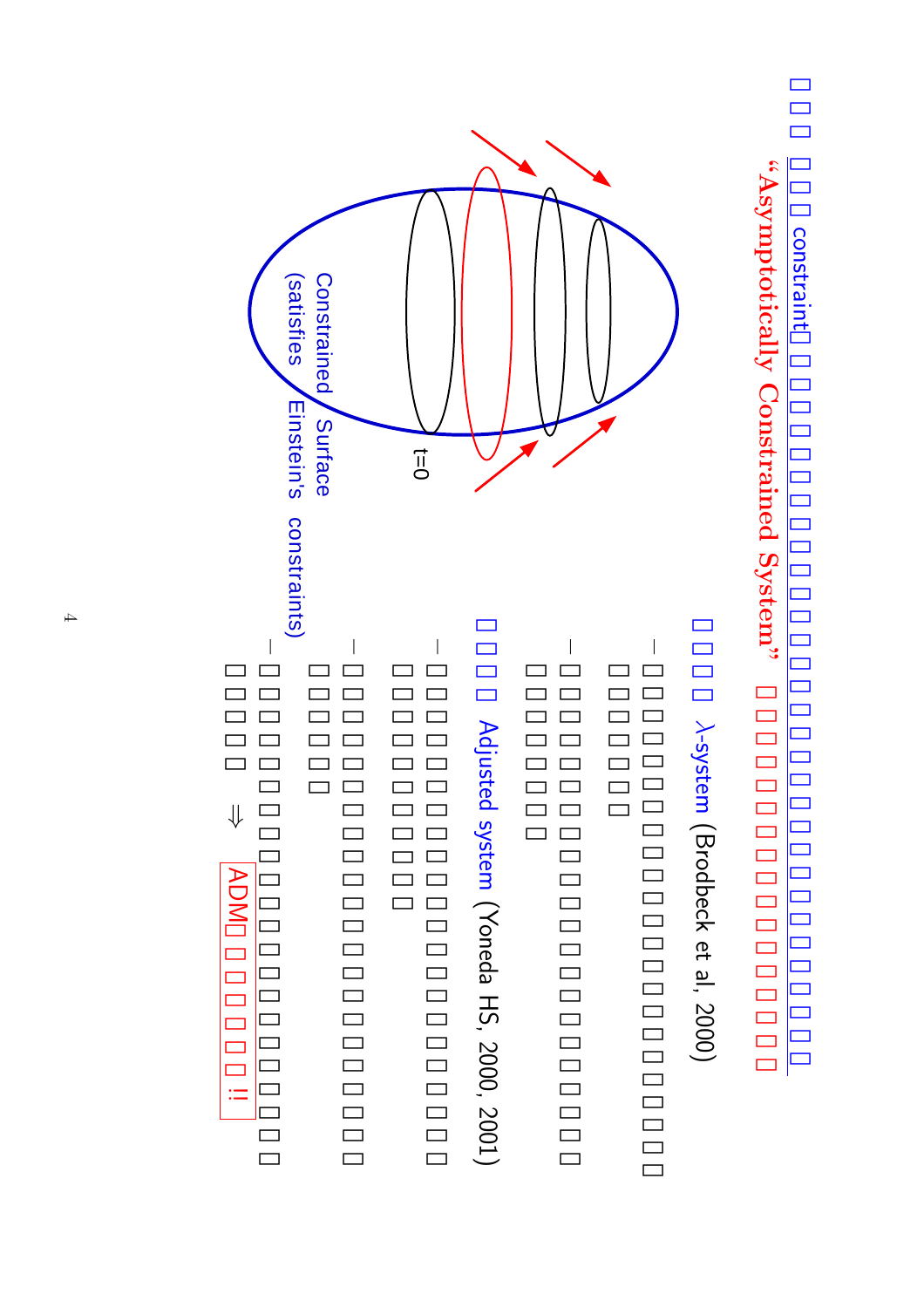□□□ □□□ constraint□ □□□□□□□□□□□□□□□□□□□□□□□□□□□□□□□□□□

**“Asymptotically Constrained System”** □□□□□□□□□□□□□□□□

t=0

Constrained Surface
(satisfies Einstein's constraints)

□□□□ $\lambda$-system (Brodbeck et al, 2000)

- □□□□□□□□□□□□□□□□□□□□□□□□
  □□□□□□□
- □□□□□□□□□□□□□□□□□□□□□□□□
  □□□□□□□□

□□□□ Adjusted system (Yoneda HS, 2000, 2001)

- □□□□□□□□□□□□□□□□□□□□□□□□□
  □□□□□□□□□□
- □□□□□□□□□□□□□□□□□□□□□□□□□
  □□□□□□
- □□□□□□□□□□□□□□□□□□□□□□□□□□
  □□□□□ $\Rightarrow$ ADM□□□□□□□ !!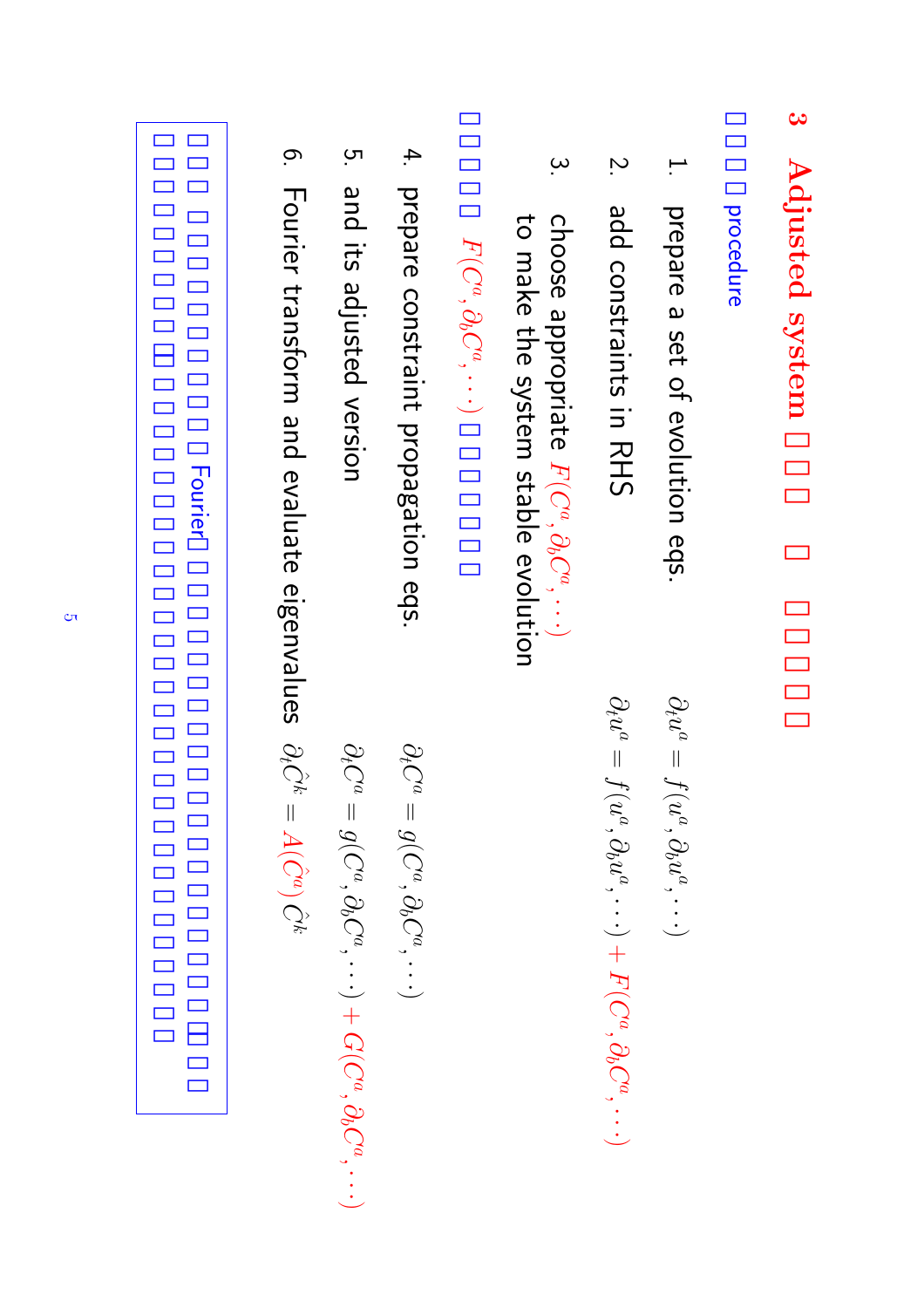# 3 Adjusted system □□□ □ □□□□

□□□□procedure

1. prepare a set of evolution eqs. $\partial_t u^a = f(u^a, \partial_b u^a, \cdots)$
2. add constraints in RHS $\partial_t u^a = f(u^a, \partial_b u^a, \cdots) + F(C^a, \partial_b C^a, \cdots)$
3. choose appropriate $F(C^a, \partial_b C^a, \cdots)$ to make the system stable evolution

□□□□□ $F(C^a, \partial_b C^a, \cdots)$ □□□□□□□

4. prepare constraint propagation eqs. $\partial_t C^a = g(C^a, \partial_b C^a, \cdots)$
5. and its adjusted version $\partial_t C^a = g(C^a, \partial_b C^a, \cdots) + G(C^a, \partial_b C^a, \cdots)$
6. Fourier transform and evaluate eigenvalues $\partial_t \hat{C}^k = A(\hat{C}^a)\, \hat{C}^k$

□□□ □□□□□□□□□□□Fourier□□□□□□□□□□□□□□□□□□□□□□□□□□
□□□□□□□□□□□□□□□□□□□□□□□□□□□□□□□□□□□□□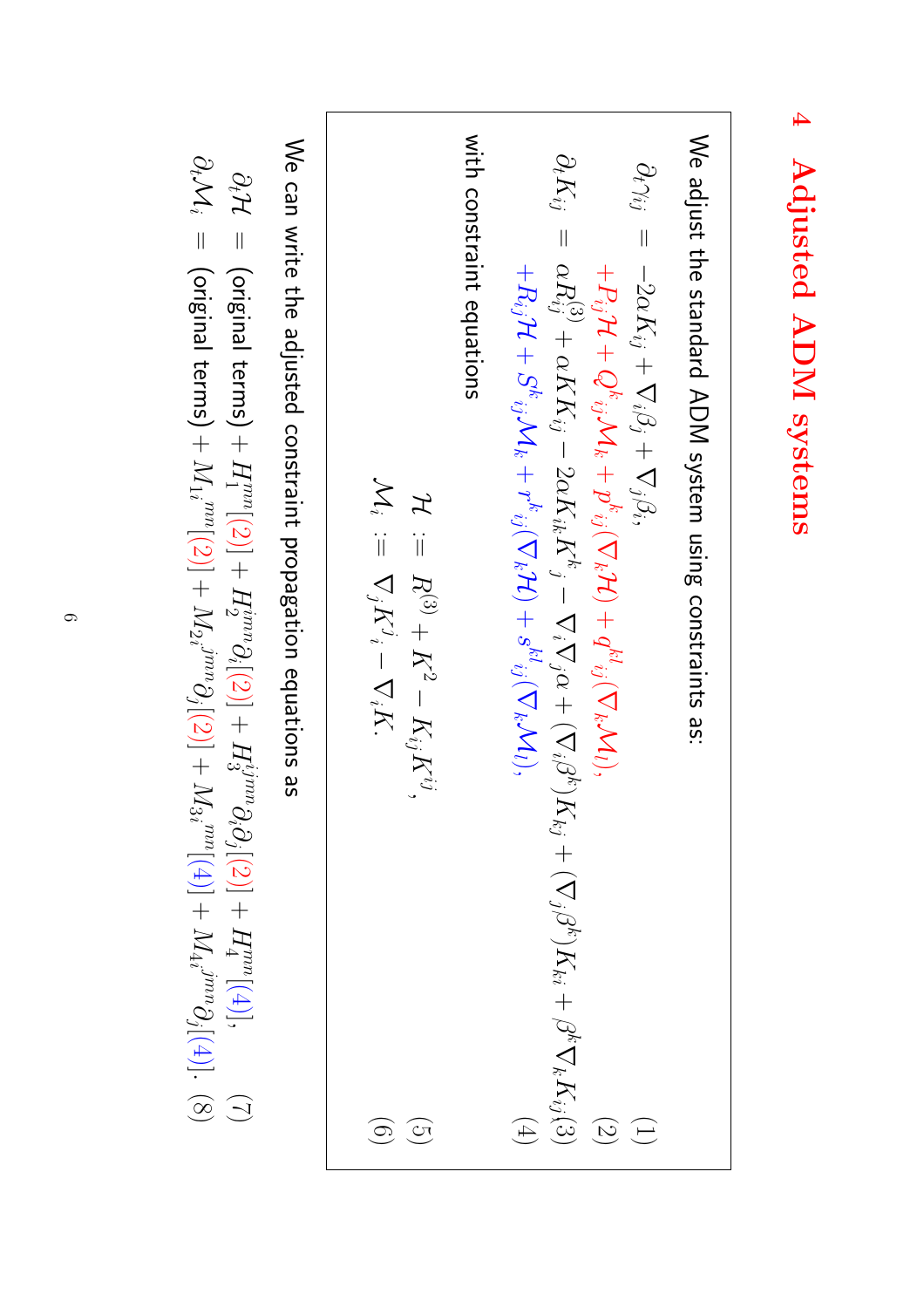## 4 Adjusted ADM systems

We adjust the standard ADM system using constraints as:

$$\partial_t \gamma_{ij} = -2\alpha K_{ij} + \nabla_i \beta_j + \nabla_j \beta_i, \tag{1}$$

$$+P_{ij}\mathcal{H} + Q^k{}_{ij}\mathcal{M}_k + p^k{}_{ij}(\nabla_k \mathcal{H}) + q^{kl}{}_{ij}(\nabla_k \mathcal{M}_l), \tag{2}$$

$$\partial_t K_{ij} = \alpha R^{(3)}_{ij} + \alpha K K_{ij} - 2\alpha K_{ik}K^k{}_j - \nabla_i \nabla_j \alpha + (\nabla_i \beta^k) K_{kj} + (\nabla_j \beta^k) K_{ki} + \beta^k \nabla_k K_{ij} \tag{3}$$

$$+R_{ij}\mathcal{H} + S^k{}_{ij}\mathcal{M}_k + r^k{}_{ij}(\nabla_k \mathcal{H}) + s^{kl}{}_{ij}(\nabla_k \mathcal{M}_l), \tag{4}$$

with constraint equations

$$\mathcal{H} := R^{(3)} + K^2 - K_{ij}K^{ij}, \tag{5}$$

$$\mathcal{M}_i := \nabla_j K^j{}_i - \nabla_i K. \tag{6}$$

We can write the adjusted constraint propagation equations as

$$\partial_t \mathcal{H} = \text{(original terms)} + H_1^{mn}[(2)] + H_2^{imn}\partial_i[(2)] + H_3^{ijmn}\partial_i\partial_j[(2)] + H_4^{mn}[(4)], \tag{7}$$

$$\partial_t \mathcal{M}_i = \text{(original terms)} + M_{1i}{}^{mn}[(2)] + M_{2i}{}^{jmn}\partial_j[(2)] + M_{3i}{}^{mn}[(4)] + M_{4i}{}^{jmn}\partial_j[(4)]. \tag{8}$$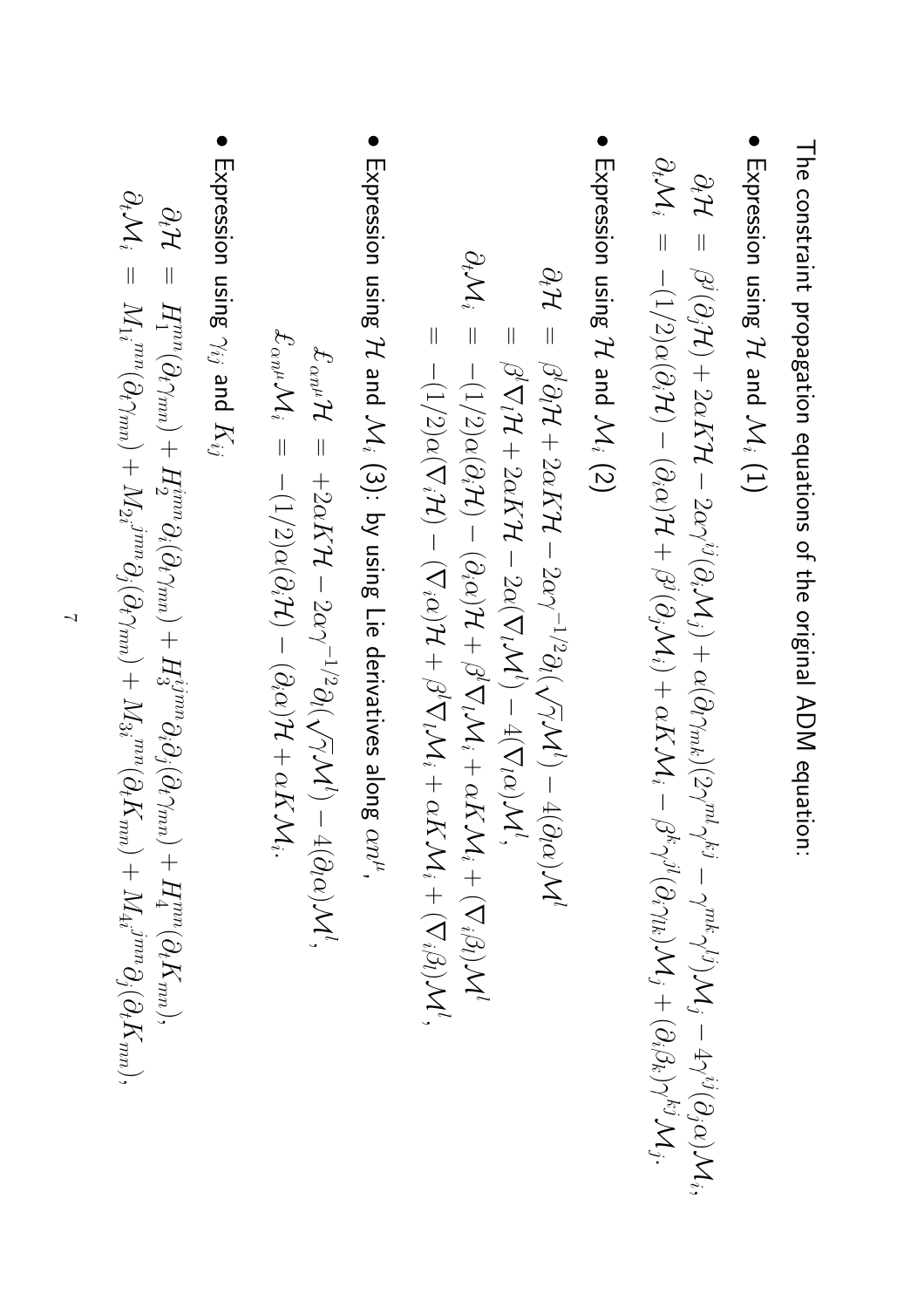The constraint propagation equations of the original ADM equation:

- Expression using $\mathcal{H}$ and $\mathcal{M}_i$ (1)

$$
\begin{aligned}
\partial_t \mathcal{H} &= \beta^j(\partial_j \mathcal{H}) + 2\alpha K \mathcal{H} - 2\alpha \gamma^{ij}(\partial_i \mathcal{M}_j) + \alpha(\partial_l \gamma_{mk})(2\gamma^{ml}\gamma^{kj} - \gamma^{mk}\gamma^{lj})\mathcal{M}_j - 4\gamma^{ij}(\partial_j \alpha)\mathcal{M}_i, \\
\partial_t \mathcal{M}_i &= -(1/2)\alpha(\partial_i \mathcal{H}) - (\partial_i \alpha)\mathcal{H} + \beta^j(\partial_j \mathcal{M}_i) + \alpha K \mathcal{M}_i - \beta^k \gamma^{jl}(\partial_i \gamma_{lk})\mathcal{M}_j + (\partial_i \beta_k)\gamma^{kj}\mathcal{M}_j.
\end{aligned}
$$

- Expression using $\mathcal{H}$ and $\mathcal{M}_i$ (2)

$$
\begin{aligned}
\partial_t \mathcal{H} &= \beta^l \partial_l \mathcal{H} + 2\alpha K \mathcal{H} - 2\alpha \gamma^{-1/2}\partial_l(\sqrt{\gamma}\mathcal{M}^l) - 4(\partial_l \alpha)\mathcal{M}^l \\
&= \beta^l \nabla_l \mathcal{H} + 2\alpha K \mathcal{H} - 2\alpha(\nabla_l \mathcal{M}^l) - 4(\nabla_l \alpha)\mathcal{M}^l, \\
\partial_t \mathcal{M}_i &= -(1/2)\alpha(\partial_i \mathcal{H}) - (\partial_i \alpha)\mathcal{H} + \beta^l \nabla_l \mathcal{M}_i + \alpha K \mathcal{M}_i + (\nabla_i \beta_l)\mathcal{M}^l \\
&= -(1/2)\alpha(\nabla_i \mathcal{H}) - (\nabla_i \alpha)\mathcal{H} + \beta^l \nabla_l \mathcal{M}_i + \alpha K \mathcal{M}_i + (\nabla_i \beta_l)\mathcal{M}^l,
\end{aligned}
$$

- Expression using $\mathcal{H}$ and $\mathcal{M}_i$ (3): by using Lie derivatives along $\alpha n^\mu$,

$$
\begin{aligned}
\pounds_{\alpha n^\mu} \mathcal{H} &= +2\alpha K \mathcal{H} - 2\alpha \gamma^{-1/2}\partial_l(\sqrt{\gamma}\mathcal{M}^l) - 4(\partial_l \alpha)\mathcal{M}^l, \\
\pounds_{\alpha n^\mu} \mathcal{M}_i &= -(1/2)\alpha(\partial_i \mathcal{H}) - (\partial_i \alpha)\mathcal{H} + \alpha K \mathcal{M}_i.
\end{aligned}
$$

- Expression using $\gamma_{ij}$ and $K_{ij}$

$$
\begin{aligned}
\partial_t \mathcal{H} &= H_1^{mn}(\partial_t \gamma_{mn}) + H_2^{imn}\partial_i(\partial_t \gamma_{mn}) + H_3^{ijmn}\partial_i \partial_j(\partial_t \gamma_{mn}) + H_4^{mn}(\partial_t K_{mn}), \\
\partial_t \mathcal{M}_i &= M_{1i}{}^{mn}(\partial_t \gamma_{mn}) + M_{2i}{}^{jmn}\partial_j(\partial_t \gamma_{mn}) + M_{3i}{}^{mn}(\partial_t K_{mn}) + M_{4i}{}^{jmn}\partial_j(\partial_t K_{mn}),
\end{aligned}
$$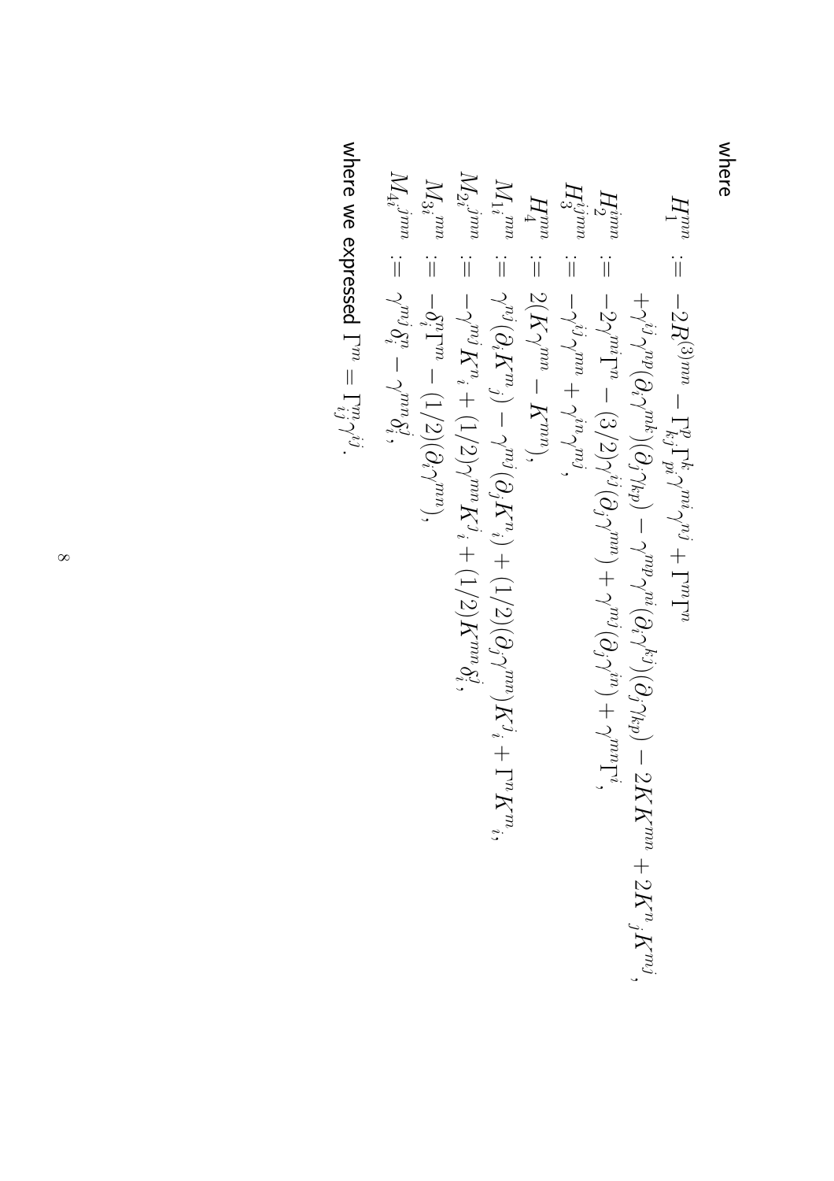where

$$
\begin{aligned}
H_1^{mn} &:= -2R^{(3)mn} - \Gamma^p_{kj}\Gamma^k_{pi}\gamma^{mi}\gamma^{nj} + \Gamma^m\Gamma^n \\
&\quad +\gamma^{ij}\gamma^{np}(\partial_i\gamma^{mk})(\partial_j\gamma_{kp}) - \gamma^{np}\gamma^{mi}(\partial_i\gamma^{kj})(\partial_j\gamma_{kp}) - 2KK^{mn} + 2K^n{}_jK^{mj}, \\
H_2^{imn} &:= -2\gamma^{mi}\Gamma^n - (3/2)\gamma^{ij}(\partial_j\gamma^{mn}) + \gamma^{mj}(\partial_j\gamma^{in}) + \gamma^{mn}\Gamma^i, \\
H_3^{ijmn} &:= -\gamma^{ij}\gamma^{mn} + \gamma^{in}\gamma^{mj}, \\
H_4^{mn} &:= 2(K\gamma^{mn} - K^{mn}), \\
M_{1i}{}^{mn} &:= \gamma^{mj}(\partial_iK^n{}_j) - \gamma^{mj}(\partial_jK^n{}_i) + (1/2)(\partial_j\gamma^{mn})K^j{}_i + \Gamma^nK^m{}_i, \\
M_{2i}{}^{jmn} &:= -\gamma^{mj}K^n{}_i + (1/2)\gamma^{mn}K^j{}_i + (1/2)K^{mn}\delta^j_i, \\
M_{3i}{}^{mn} &:= -\delta^n_i\Gamma^m - (1/2)(\partial_i\gamma^{mn}), \\
M_{4i}{}^{jmn} &:= \gamma^{mj}\delta^n_i - \gamma^{mn}\delta^j_i,
\end{aligned}
$$

where we expressed $\Gamma^m = \Gamma^m_{ij}\gamma^{ij}$.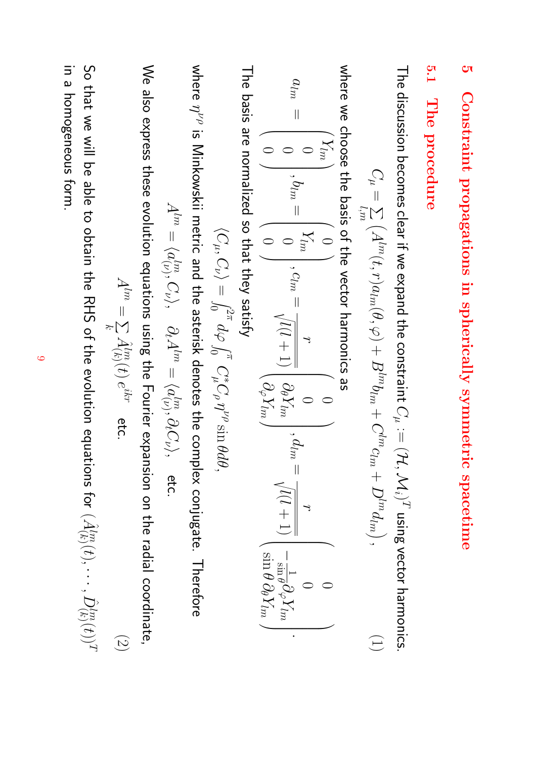# 5 Constraint propagations in spherically symmetric spacetime

## 5.1 The procedure

The discussion becomes clear if we expand the constraint $C_\mu := (\mathcal{H}, \mathcal{M}_i)^T$ using vector harmonics.

$$C_\mu = \sum_{l,m} \left( A^{lm}(t,r) a_{lm}(\theta,\varphi) + B^{lm} b_{lm} + C^{lm} c_{lm} + D^{lm} d_{lm} \right), \tag{1}$$

where we choose the basis of the vector harmonics as

$$a_{lm} = \begin{pmatrix} Y_{lm} \\ 0 \\ 0 \\ 0 \end{pmatrix}, b_{lm} = \begin{pmatrix} 0 \\ Y_{lm} \\ 0 \\ 0 \end{pmatrix}, c_{lm} = \frac{r}{\sqrt{l(l+1)}} \begin{pmatrix} 0 \\ 0 \\ \partial_\theta Y_{lm} \\ \partial_\varphi Y_{lm} \end{pmatrix}, d_{lm} = \frac{r}{\sqrt{l(l+1)}} \begin{pmatrix} 0 \\ 0 \\ -\frac{1}{\sin\theta}\partial_\varphi Y_{lm} \\ \sin\theta \, \partial_\theta Y_{lm} \end{pmatrix}.$$

The basis are normalized so that they satisfy

$$\langle C_\mu, C_\nu \rangle = \int_0^{2\pi} d\varphi \int_0^{\pi} C_\mu^* C_\rho \eta^{\nu\rho} \sin\theta d\theta,$$

where $\eta^{\nu\rho}$ is Minkowskii metric and the asterisk denotes the complex conjugate. Therefore

$$A^{lm} = \langle a^{lm}_{(\nu)}, C_\nu \rangle, \quad \partial_t A^{lm} = \langle a^{lm}_{(\nu)}, \partial_t C_\nu \rangle, \quad \text{etc.}$$

We also express these evolution equations using the Fourier expansion on the radial coordinate,

$$A^{lm} = \sum_k \hat{A}^{lm}_{(k)}(t) \, e^{ikr} \quad \text{etc.} \tag{2}$$

So that we will be able to obtain the RHS of the evolution equations for $(\hat{A}^{lm}_{(k)}(t), \cdots, \hat{D}^{lm}_{(k)}(t))^T$ in a homogeneous form.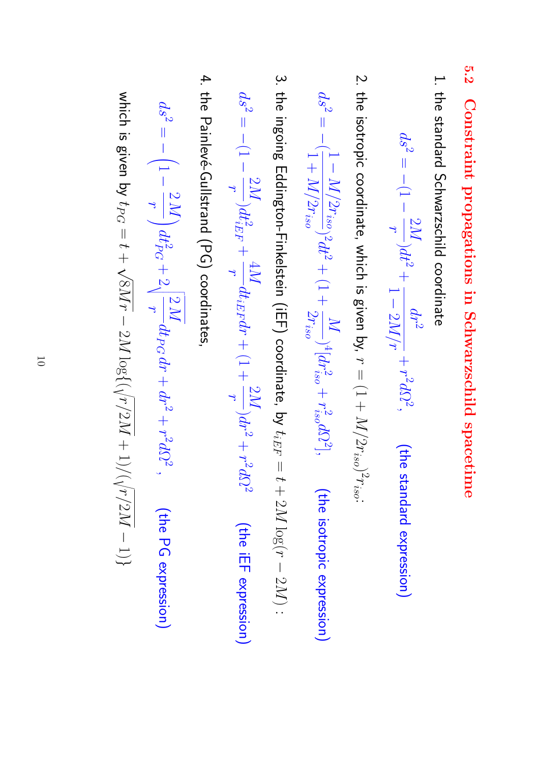### 5.2 Constraint propagations in Schwarzschild spacetime

1. the standard Schwarzschild coordinate

$$ds^2 = -(1 - \frac{2M}{r})dt^2 + \frac{dr^2}{1 - 2M/r} + r^2 d\Omega^2, \qquad \text{(the standard expression)}$$

2. the isotropic coordinate, which is given by, $r = (1 + M/2r_{iso})^2 r_{iso}$:

$$ds^2 = -(\frac{1 - M/2r_{iso}}{1 + M/2r_{iso}})^2 dt^2 + (1 + \frac{M}{2r_{iso}})^4 [dr_{iso}^2 + r_{iso}^2 d\Omega^2], \qquad \text{(the isotropic expression)}$$

3. the ingoing Eddington-Finkelstein (iEF) coordinate, by $t_{iEF} = t + 2M \log(r - 2M)$ :

$$ds^2 = -(1 - \frac{2M}{r})dt_{iEF}^2 + \frac{4M}{r} dt_{iEF} dr + (1 + \frac{2M}{r})dr^2 + r^2 d\Omega^2 \qquad \text{(the iEF expression)}$$

4. the Painlevé-Gullstrand (PG) coordinates,

$$ds^2 = -\left(1 - \frac{2\,M}{r}\right) dt_{PG}^2 + 2\sqrt{\frac{2\,M}{r}} dt_{PG}\, dr + dr^2 + r^2 d\Omega^2, \qquad \text{(the PG expression)}$$

which is given by $t_{PG} = t + \sqrt{8Mr} - 2M \log\{(\sqrt{r/2M} + 1)/(\sqrt{r/2M} - 1)\}$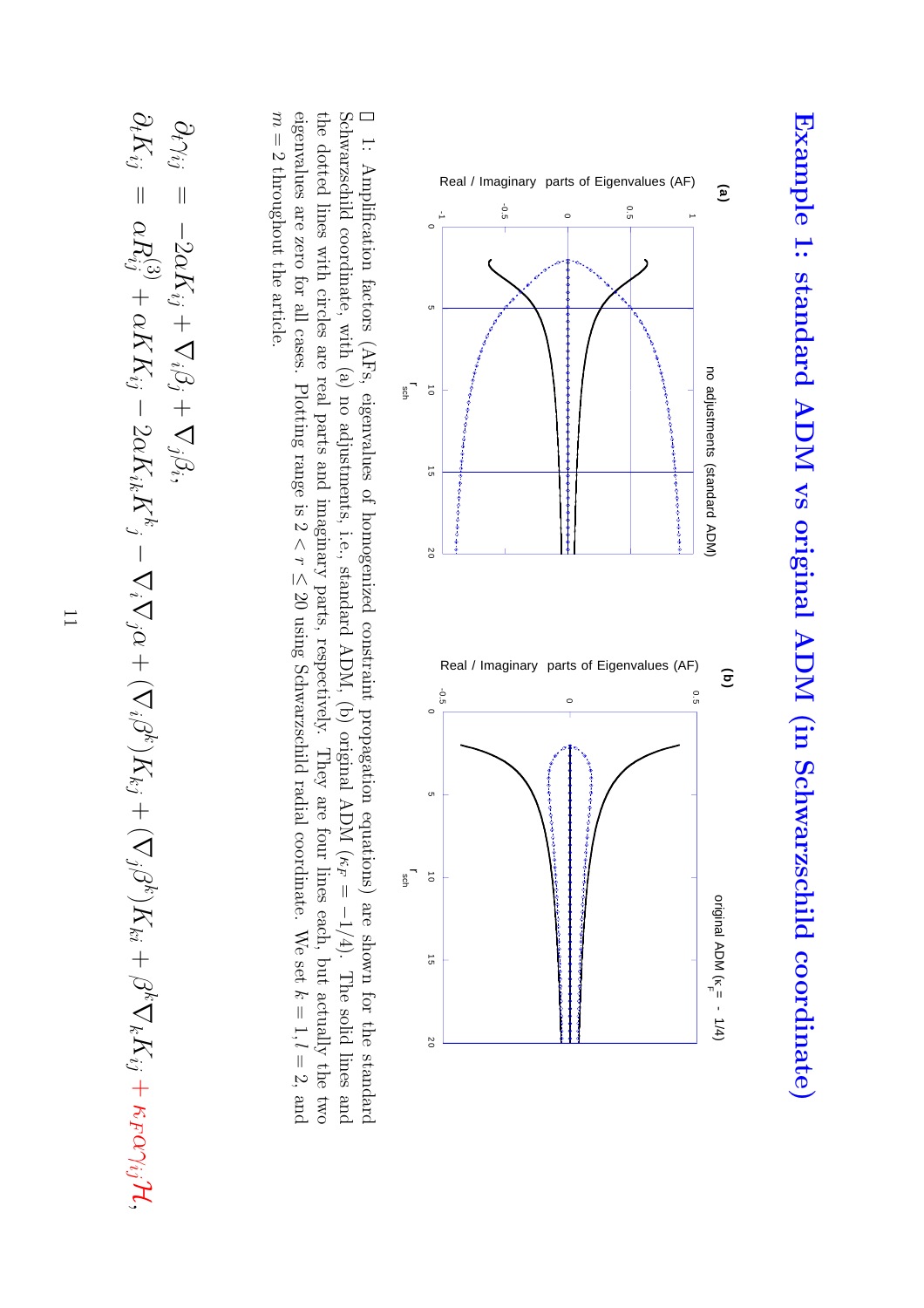# Example 1: standard ADM vs original ADM (in Schwarzschild coordinate)

1: Amplification factors (AFs, eigenvalues of homogenized constraint propagation equations) are shown for the standard Schwarzschild coordinate, with (a) no adjustments, i.e., standard ADM, (b) original ADM ($\kappa_F = -1/4$). The solid lines and the dotted lines with circles are real parts and imaginary parts, respectively. They are four lines each, but actually the two eigenvalues are zero for all cases. Plotting range is $2 < r \leq 20$ using Schwarzschild radial coordinate. We set $k = 1, l = 2$, and $m = 2$ throughout the article.

$$\partial_t \gamma_{ij} = -2\alpha K_{ij} + \nabla_i \beta_j + \nabla_j \beta_i,$$

$$\partial_t K_{ij} = \alpha R^{(3)}_{ij} + \alpha K K_{ij} - 2\alpha K_{ik} K^k{}_j - \nabla_i \nabla_j \alpha + (\nabla_i \beta^k) K_{kj} + (\nabla_j \beta^k) K_{ki} + \beta^k \nabla_k K_{ij} + \kappa_F \alpha \gamma_{ij} \mathcal{H},$$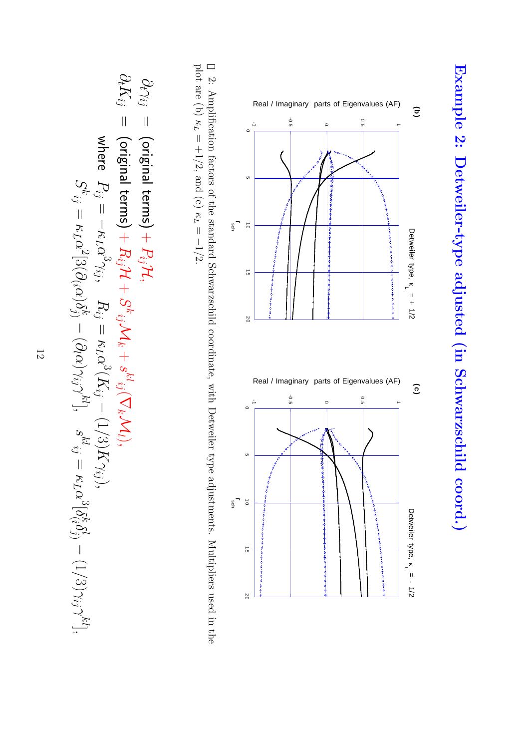# Example 2: Detweiler-type adjusted (in Schwarzschild coord.)

2: Amplification factors of the standard Schwarzschild coordinate, with Detweiler type adjustments. Multipliers used in the plot are (b) $\kappa_L = +1/2$, and (c) $\kappa_L = -1/2$.

$$\partial_t \gamma_{ij} = \text{(original terms)} + P_{ij}\mathcal{H},$$

$$\partial_t K_{ij} = \text{(original terms)} + R_{ij}\mathcal{H} + S^k{}_{ij}\mathcal{M}_k + s^{kl}{}_{ij}(\nabla_k \mathcal{M}_l),$$

where $P_{ij} = -\kappa_L \alpha^3 \gamma_{ij}$, $\quad R_{ij} = \kappa_L \alpha^3 (K_{ij} - (1/3)K\gamma_{ij})$,

$S^k{}_{ij} = \kappa_L \alpha^2 [3(\partial_{(i}\alpha)\delta^k_{j)} - (\partial_l \alpha)\gamma_{ij}\gamma^{kl}]$, $\quad s^{kl}{}_{ij} = \kappa_L \alpha^3 [\delta^k_{(i}\delta^l_{j)} - (1/3)\gamma_{ij}\gamma^{kl}]$,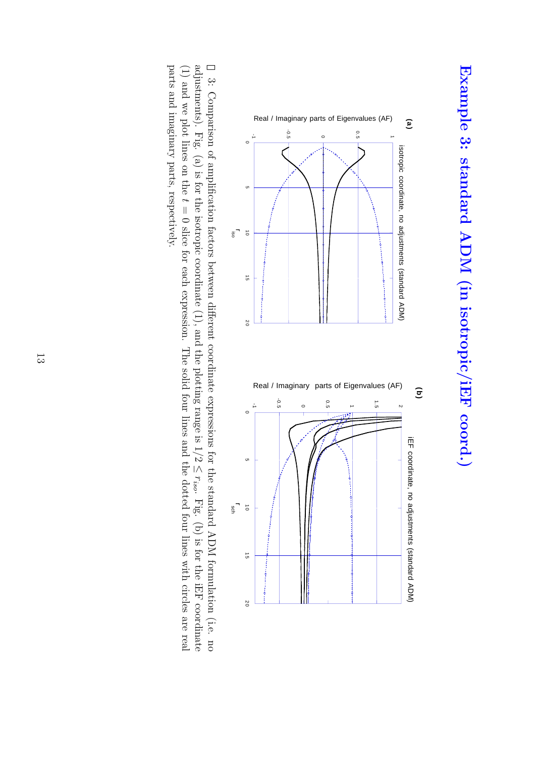# Example 3: standard ADM (in isotropic/iEF coord.)

図 3: Comparison of amplification factors between different coordinate expressions for the standard ADM formulation (i.e. no adjustments). Fig. (a) is for the isotropic coordinate (1), and the plotting range is $1/2 \leq r_{iso}$. Fig. (b) is for the iEF coordinate (1) and we plot lines on the $t = 0$ slice for each expression. The solid four lines and the dotted four lines with circles are real parts and imaginary parts, respectively.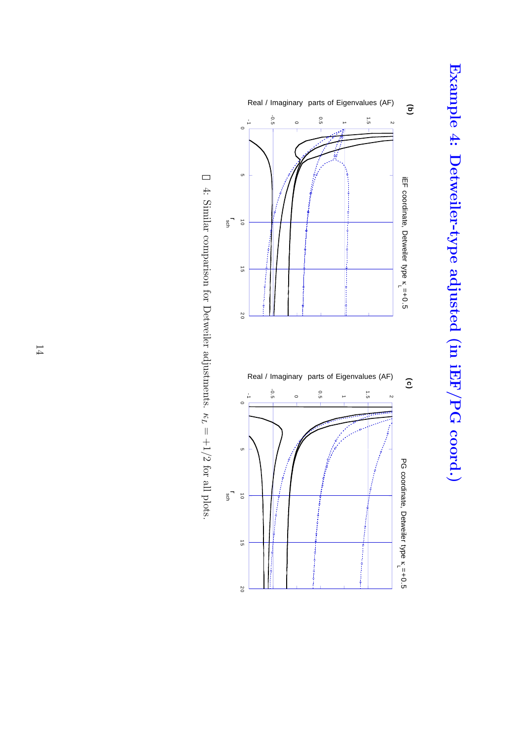# Example 4: Detweiler-type adjusted (in iEF/PG coord.)

(b)

iEF coordinate, Detweiler type $\kappa_L$=+0.5

Real / Imaginary parts of Eigenvalues (AF)

$r_{sch}$

(c)

PG coordinate, Detweiler type $\kappa_L$=+0.5

Real / Imaginary parts of Eigenvalues (AF)

$r_{sch}$

 4: Similar comparison for Detweiler adjustments. $\kappa_L = +1/2$ for all plots.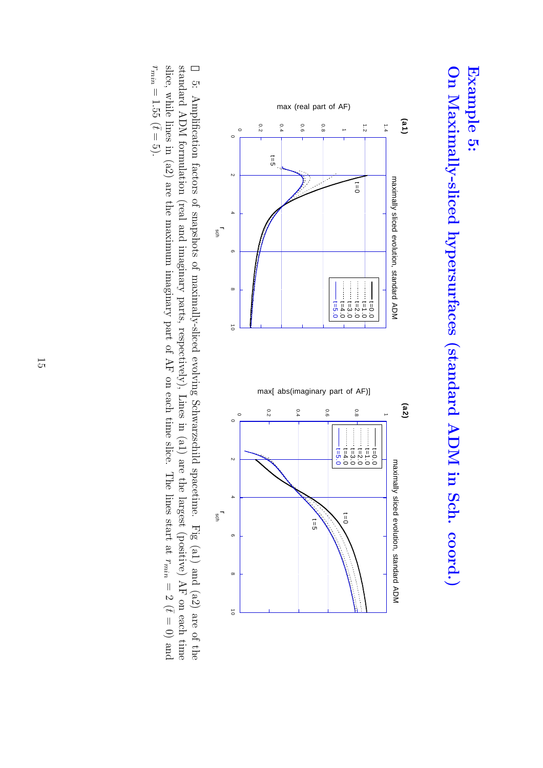# Example 5:

# On Maximally-sliced hypersurfaces (standard ADM in Sch. coord.)

□ 5: Amplification factors of snapshots of maximally-sliced evolving Schwarzschild spacetime. Fig (a1) and (a2) are of the standard ADM formulation (real and imaginary parts, respectively). Lines in (a1) are the largest (positive) AF on each time slice, while lines in (a2) are the maximum imaginary part of AF on each time slice. The lines start at $r_{min} = 2$ ($\bar{t} = 0$) and $r_{min} = 1.55$ ($\bar{t} = 5$).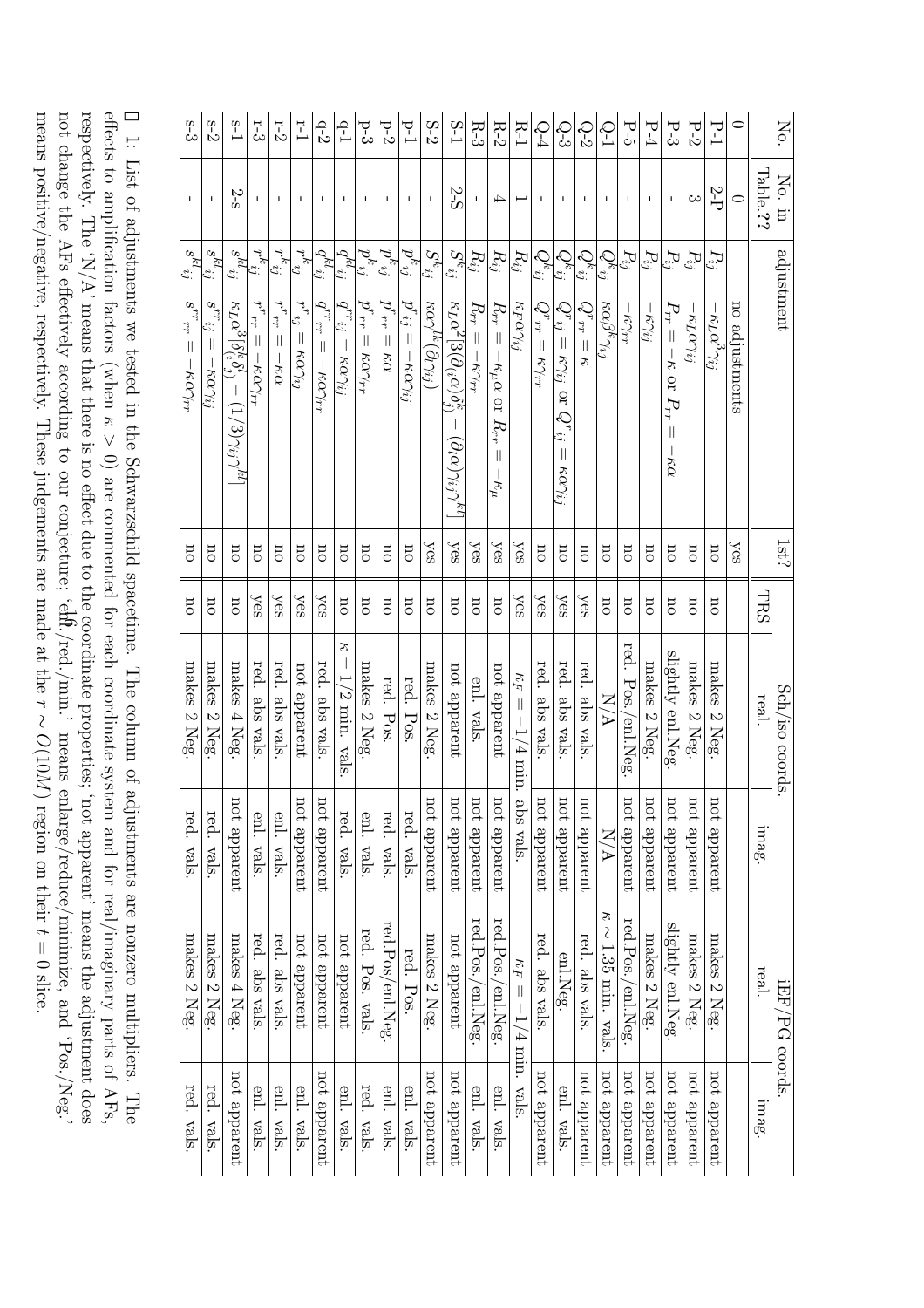| No. | No. in Table.?? | adjustment | | 1st? | TRS | Sch/iso coords. | | iEF/PG coords. | |
|---|---|---|---|---|---|---|---|---|---|
| | | | | | | real. | imag. | real. | imag. |
| 0 | 0 | – | no adjustments | yes | – | – | – | – | – |
| P-1 | 2-P | $P_{ij}$ | $-\kappa_L\alpha^3\gamma_{ij}$ | no | no | makes 2 Neg. | not apparent | makes 2 Neg. | not apparent |
| P-2 | 3 | $P_{ij}$ | $-\kappa_L\alpha\gamma_{ij}$ | no | no | makes 2 Neg. | not apparent | makes 2 Neg. | not apparent |
| P-3 | - | $P_{ij}$ | $P_{rr}=-\kappa$ or $P_{rr}=-\kappa\alpha$ | no | no | slightly enl.Neg. | not apparent | slightly enl.Neg. | not apparent |
| P-4 | - | $P_{ij}$ | $-\kappa\gamma_{ij}$ | no | no | makes 2 Neg. | not apparent | makes 2 Neg. | not apparent |
| P-5 | - | $P_{ij}$ | $-\kappa\gamma_{rr}$ | no | no | red. Pos./enl.Neg. | not apparent | red.Pos./enl.Neg. | not apparent |
| Q-1 | - | $Q^k{}_{ij}$ | $\kappa\alpha\beta^k\gamma_{ij}$ | no | no | N/A | N/A | $\kappa\sim 1.35$ min. vals. | not apparent |
| Q-2 | - | $Q^k{}_{ij}$ | $Q^r{}_{rr}=\kappa$ | no | yes | red. abs vals. | not apparent | red. abs vals. | not apparent |
| Q-3 | - | $Q^k{}_{ij}$ | $Q^r{}_{ij}=\kappa\gamma_{ij}$ or $Q^r{}_{ij}=\kappa\alpha\gamma_{ij}$ | no | yes | red. abs vals. | not apparent | enl.Neg. | enl. vals. |
| Q-4 | - | $Q^k{}_{ij}$ | $Q^r{}_{rr}=\kappa\gamma_{rr}$ | no | yes | red. abs vals. | not apparent | red. abs vals. | not apparent |
| R-1 | 1 | $R_{ij}$ | $\kappa_F\alpha\gamma_{ij}$ | yes | yes | $\kappa_F=-1/4$ min. abs vals. | | $\kappa_F=-1/4$ min. vals. | |
| R-2 | 4 | $R_{ij}$ | $R_{rr}=-\kappa_\mu\alpha$ or $R_{rr}=-\kappa_\mu$ | yes | no | not apparent | not apparent | red.Pos./enl.Neg. | enl. vals. |
| R-3 | - | $R_{ij}$ | $R_{rr}=-\kappa\gamma_{rr}$ | yes | no | enl. vals. | not apparent | red.Pos./enl.Neg. | enl. vals. |
| S-1 | 2-S | $S^k{}_{ij}$ | $\kappa_L\alpha^2[3(\partial_{(i}\alpha)\delta^k_{j)}-(\partial_l\alpha)\gamma_{ij}\gamma^{kl}]$ | yes | no | not apparent | not apparent | not apparent | not apparent |
| S-2 | - | $S^k{}_{ij}$ | $\kappa\alpha\gamma^{lk}(\partial_l\gamma_{ij})$ | yes | no | makes 2 Neg. | not apparent | makes 2 Neg. | not apparent |
| p-1 | - | $p^k{}_{ij}$ | $p^r{}_{ij}=-\kappa\alpha\gamma_{ij}$ | no | no | red. Pos. | red. vals. | red. Pos. | enl. vals. |
| p-2 | - | $p^k{}_{ij}$ | $p^r{}_{rr}=\kappa\alpha$ | no | no | red. Pos. | red. vals. | red.Pos/enl.Neg. | enl. vals. |
| p-3 | - | $p^k{}_{ij}$ | $p^r{}_{rr}=\kappa\alpha\gamma_{rr}$ | no | no | makes 2 Neg. | enl. vals. | red. Pos. vals. | red. vals. |
| q-1 | - | $q^{kl}{}_{ij}$ | $q^{rr}{}_{ij}=\kappa\alpha\gamma_{ij}$ | no | no | $\kappa=1/2$ min. vals. | red. vals. | not apparent | enl. vals. |
| q-2 | - | $q^{kl}{}_{ij}$ | $q^{rr}{}_{rr}=-\kappa\alpha\gamma_{rr}$ | no | yes | red. abs vals. | not apparent | not apparent | not apparent |
| r-1 | - | $r^k{}_{ij}$ | $r^r{}_{ij}=\kappa\alpha\gamma_{ij}$ | no | yes | not apparent | not apparent | not apparent | enl. vals. |
| r-2 | - | $r^k{}_{ij}$ | $r^r{}_{rr}=-\kappa\alpha$ | no | yes | red. abs vals. | enl. vals. | red. abs vals. | enl. vals. |
| r-3 | - | $r^k{}_{ij}$ | $r^r{}_{rr}=-\kappa\alpha\gamma_{rr}$ | no | yes | red. abs vals. | enl. vals. | red. abs vals. | enl. vals. |
| s-1 | 2-s | $s^{kl}{}_{ij}$ | $\kappa_L\alpha^3[\delta^k_{(i}\delta^l_{j)}-(1/3)\gamma_{ij}\gamma^{kl}]$ | no | no | makes 4 Neg. | not apparent | makes 4 Neg. | not apparent |
| s-2 | - | $s^{kl}{}_{ij}$ | $s^{rr}{}_{ij}=-\kappa\alpha\gamma_{ij}$ | no | no | makes 2 Neg. | red. vals. | makes 2 Neg. | red. vals. |
| s-3 | - | $s^{kl}{}_{ij}$ | $s^{rr}{}_{rr}=-\kappa\alpha\gamma_{rr}$ | no | no | makes 2 Neg. | red. vals. | makes 2 Neg. | red. vals. |

表 1: List of adjustments we tested in the Schwarzschild spacetime. The column of adjustments are nonzero multipliers. The effects to amplification factors (when $\kappa>0$) are commented for each coordinate system and for real/imaginary parts of AFs, respectively. The 'N/A' means that there is no effect due to the coordinate properties; 'not apparent' means the adjustment does not change the AFs effectively according to our conjecture; 'enl./red./min.' means enlarge/reduce/minimize, and 'Pos./Neg.' means positive/negative, respectively. These judgements are made at the $r\sim O(10M)$ region on their $t=0$ slice.